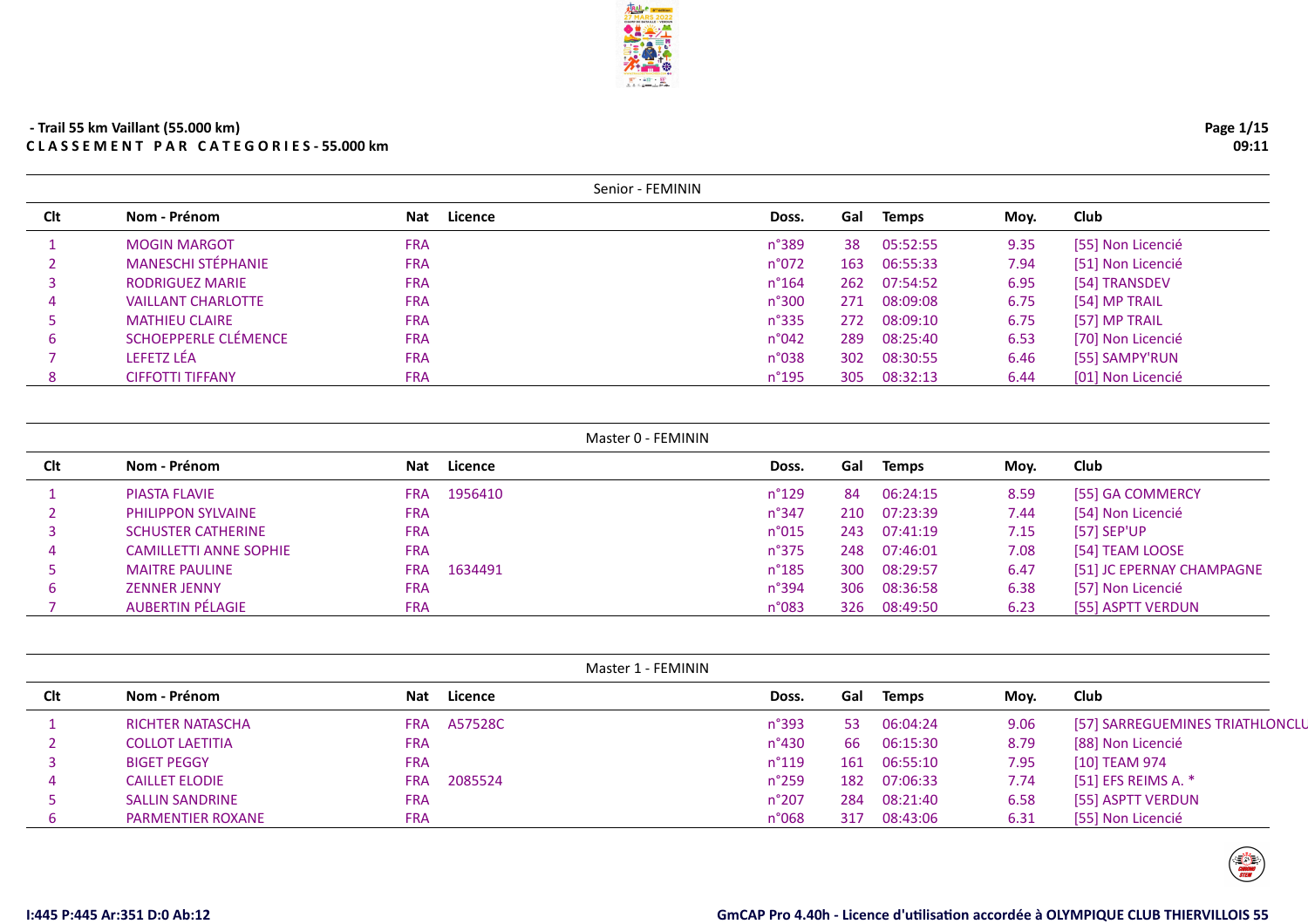## - Trail 55 km Vaillant (55.000 km)

**CLASSEMENT PAR CATEGORIES - 55.000 km**

### Senior - FEMININ

| Clt | Nom - Prénom | Nat | Licence | Doss. | Gal | Temps | Moy. | Club |
|---|---|---|---|---|---|---|---|---|
| 1 | MOGIN MARGOT | FRA | | n°389 | 38 | 05:52:55 | 9.35 | [55] Non Licencié |
| 2 | MANESCHI STÉPHANIE | FRA | | n°072 | 163 | 06:55:33 | 7.94 | [51] Non Licencié |
| 3 | RODRIGUEZ MARIE | FRA | | n°164 | 262 | 07:54:52 | 6.95 | [54] TRANSDEV |
| 4 | VAILLANT CHARLOTTE | FRA | | n°300 | 271 | 08:09:08 | 6.75 | [54] MP TRAIL |
| 5 | MATHIEU CLAIRE | FRA | | n°335 | 272 | 08:09:10 | 6.75 | [57] MP TRAIL |
| 6 | SCHOEPPERLE CLÉMENCE | FRA | | n°042 | 289 | 08:25:40 | 6.53 | [70] Non Licencié |
| 7 | LEFETZ LÉA | FRA | | n°038 | 302 | 08:30:55 | 6.46 | [55] SAMPY'RUN |
| 8 | CIFFOTTI TIFFANY | FRA | | n°195 | 305 | 08:32:13 | 6.44 | [01] Non Licencié |

### Master 0 - FEMININ

| Clt | Nom - Prénom | Nat | Licence | Doss. | Gal | Temps | Moy. | Club |
|---|---|---|---|---|---|---|---|---|
| 1 | PIASTA FLAVIE | FRA | 1956410 | n°129 | 84 | 06:24:15 | 8.59 | [55] GA COMMERCY |
| 2 | PHILIPPON SYLVAINE | FRA | | n°347 | 210 | 07:23:39 | 7.44 | [54] Non Licencié |
| 3 | SCHUSTER CATHERINE | FRA | | n°015 | 243 | 07:41:19 | 7.15 | [57] SEP'UP |
| 4 | CAMILLETTI ANNE SOPHIE | FRA | | n°375 | 248 | 07:46:01 | 7.08 | [54] TEAM LOOSE |
| 5 | MAITRE PAULINE | FRA | 1634491 | n°185 | 300 | 08:29:57 | 6.47 | [51] JC EPERNAY CHAMPAGNE |
| 6 | ZENNER JENNY | FRA | | n°394 | 306 | 08:36:58 | 6.38 | [57] Non Licencié |
| 7 | AUBERTIN PÉLAGIE | FRA | | n°083 | 326 | 08:49:50 | 6.23 | [55] ASPTT VERDUN |

### Master 1 - FEMININ

| Clt | Nom - Prénom | Nat | Licence | Doss. | Gal | Temps | Moy. | Club |
|---|---|---|---|---|---|---|---|---|
| 1 | RICHTER NATASCHA | FRA | A57528C | n°393 | 53 | 06:04:24 | 9.06 | [57] SARREGUEMINES TRIATHLONCLU |
| 2 | COLLOT LAETITIA | FRA | | n°430 | 66 | 06:15:30 | 8.79 | [88] Non Licencié |
| 3 | BIGET PEGGY | FRA | | n°119 | 161 | 06:55:10 | 7.95 | [10] TEAM 974 |
| 4 | CAILLET ELODIE | FRA | 2085524 | n°259 | 182 | 07:06:33 | 7.74 | [51] EFS REIMS A. * |
| 5 | SALLIN SANDRINE | FRA | | n°207 | 284 | 08:21:40 | 6.58 | [55] ASPTT VERDUN |
| 6 | PARMENTIER ROXANE | FRA | | n°068 | 317 | 08:43:06 | 6.31 | [55] Non Licencié |

I:445 P:445 Ar:351 D:0 Ab:12

GmCAP Pro 4.40h - Licence d'utilisation accordée à OLYMPIQUE CLUB THIERVILLOIS 55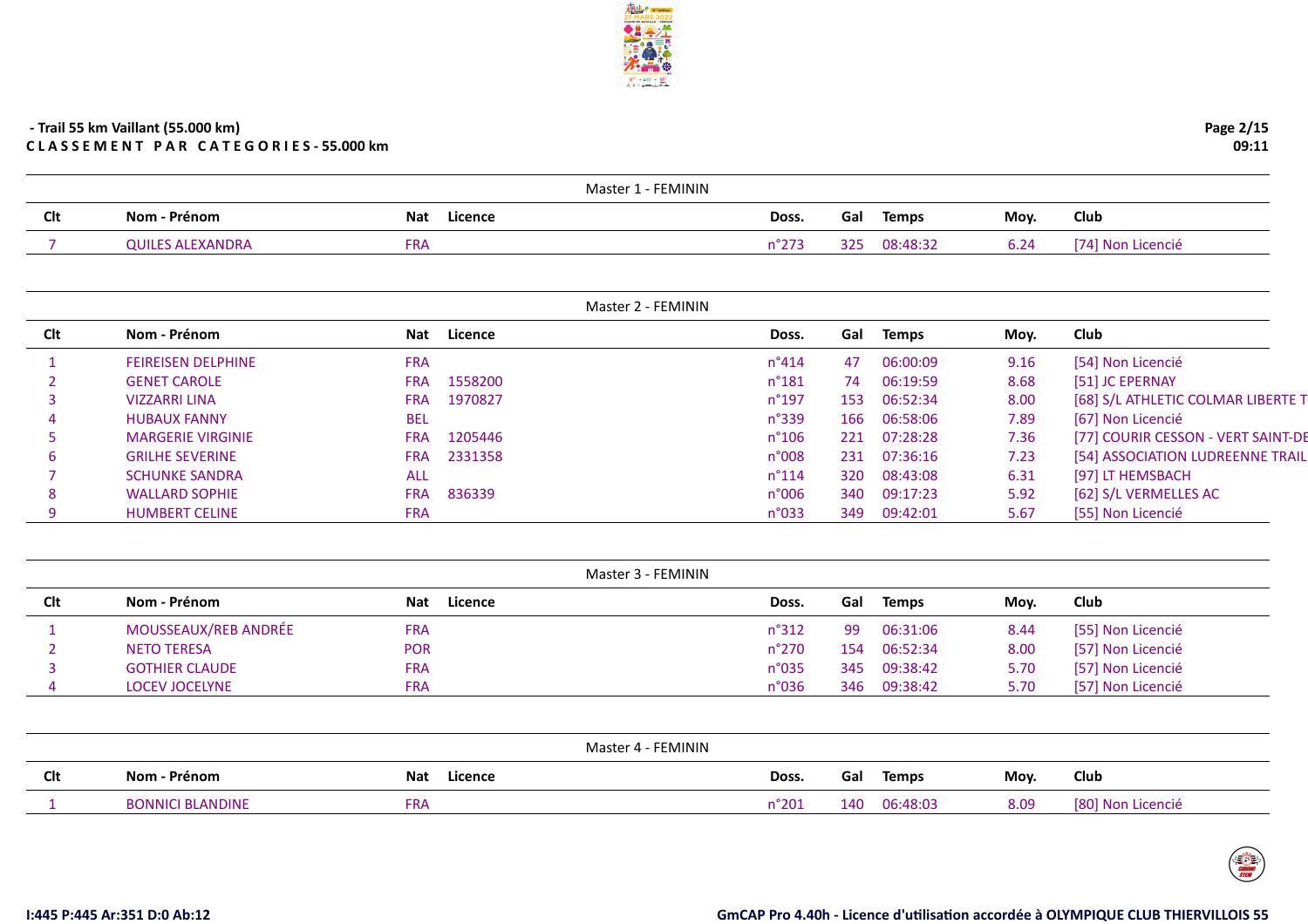- Trail 55 km Vaillant (55.000 km)

**C L A S S E M E N T   P A R   C A T E G O R I E S - 55.000 km**

09:11

### Master 1 - FEMININ

| Clt | Nom - Prénom | Nat | Licence | Doss. | Gal | Temps | Moy. | Club |
|---|---|---|---|---|---|---|---|---|
| 7 | QUILES ALEXANDRA | FRA | | n°273 | 325 | 08:48:32 | 6.24 | [74] Non Licencié |

### Master 2 - FEMININ

| Clt | Nom - Prénom | Nat | Licence | Doss. | Gal | Temps | Moy. | Club |
|---|---|---|---|---|---|---|---|---|
| 1 | FEIREISEN DELPHINE | FRA | | n°414 | 47 | 06:00:09 | 9.16 | [54] Non Licencié |
| 2 | GENET CAROLE | FRA | 1558200 | n°181 | 74 | 06:19:59 | 8.68 | [51] JC EPERNAY |
| 3 | VIZZARRI LINA | FRA | 1970827 | n°197 | 153 | 06:52:34 | 8.00 | [68] S/L ATHLETIC COLMAR LIBERTE T |
| 4 | HUBAUX FANNY | BEL | | n°339 | 166 | 06:58:06 | 7.89 | [67] Non Licencié |
| 5 | MARGERIE VIRGINIE | FRA | 1205446 | n°106 | 221 | 07:28:28 | 7.36 | [77] COURIR CESSON - VERT SAINT-DE |
| 6 | GRILHE SEVERINE | FRA | 2331358 | n°008 | 231 | 07:36:16 | 7.23 | [54] ASSOCIATION LUDREENNE TRAIL |
| 7 | SCHUNKE SANDRA | ALL | | n°114 | 320 | 08:43:08 | 6.31 | [97] LT HEMSBACH |
| 8 | WALLARD SOPHIE | FRA | 836339 | n°006 | 340 | 09:17:23 | 5.92 | [62] S/L VERMELLES AC |
| 9 | HUMBERT CELINE | FRA | | n°033 | 349 | 09:42:01 | 5.67 | [55] Non Licencié |

### Master 3 - FEMININ

| Clt | Nom - Prénom | Nat | Licence | Doss. | Gal | Temps | Moy. | Club |
|---|---|---|---|---|---|---|---|---|
| 1 | MOUSSEAUX/REB ANDRÉE | FRA | | n°312 | 99 | 06:31:06 | 8.44 | [55] Non Licencié |
| 2 | NETO TERESA | POR | | n°270 | 154 | 06:52:34 | 8.00 | [57] Non Licencié |
| 3 | GOTHIER CLAUDE | FRA | | n°035 | 345 | 09:38:42 | 5.70 | [57] Non Licencié |
| 4 | LOCEV JOCELYNE | FRA | | n°036 | 346 | 09:38:42 | 5.70 | [57] Non Licencié |

### Master 4 - FEMININ

| Clt | Nom - Prénom | Nat | Licence | Doss. | Gal | Temps | Moy. | Club |
|---|---|---|---|---|---|---|---|---|
| 1 | BONNICI BLANDINE | FRA | | n°201 | 140 | 06:48:03 | 8.09 | [80] Non Licencié |

I:445 P:445 Ar:351 D:0 Ab:12

GmCAP Pro 4.40h - Licence d'utilisation accordée à OLYMPIQUE CLUB THIERVILLOIS 55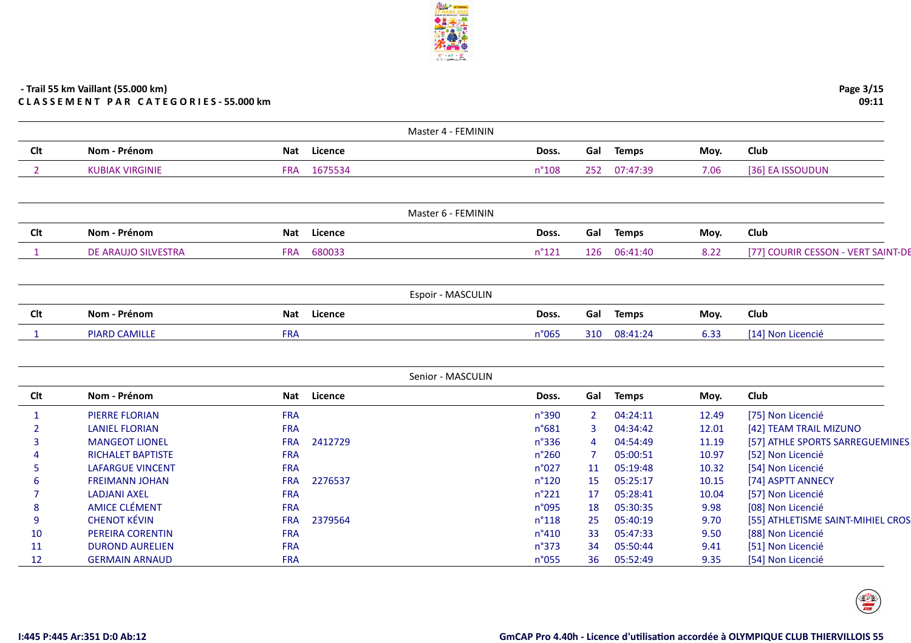- Trail 55 km Vaillant (55.000 km)

**C L A S S E M E N T   P A R   C A T E G O R I E S - 55.000 km**

### Master 4 - FEMININ

| Clt | Nom - Prénom | Nat | Licence | Doss. | Gal | Temps | Moy. | Club |
|---|---|---|---|---|---|---|---|---|
| 2 | KUBIAK VIRGINIE | FRA | 1675534 | n°108 | 252 | 07:47:39 | 7.06 | [36] EA ISSOUDUN |

### Master 6 - FEMININ

| Clt | Nom - Prénom | Nat | Licence | Doss. | Gal | Temps | Moy. | Club |
|---|---|---|---|---|---|---|---|---|
| 1 | DE ARAUJO SILVESTRA | FRA | 680033 | n°121 | 126 | 06:41:40 | 8.22 | [77] COURIR CESSON - VERT SAINT-DE |

### Espoir - MASCULIN

| Clt | Nom - Prénom | Nat | Licence | Doss. | Gal | Temps | Moy. | Club |
|---|---|---|---|---|---|---|---|---|
| 1 | PIARD CAMILLE | FRA | | n°065 | 310 | 08:41:24 | 6.33 | [14] Non Licencié |

### Senior - MASCULIN

| Clt | Nom - Prénom | Nat | Licence | Doss. | Gal | Temps | Moy. | Club |
|---|---|---|---|---|---|---|---|---|
| 1 | PIERRE FLORIAN | FRA | | n°390 | 2 | 04:24:11 | 12.49 | [75] Non Licencié |
| 2 | LANIEL FLORIAN | FRA | | n°681 | 3 | 04:34:42 | 12.01 | [42] TEAM TRAIL MIZUNO |
| 3 | MANGEOT LIONEL | FRA | 2412729 | n°336 | 4 | 04:54:49 | 11.19 | [57] ATHLE SPORTS SARREGUEMINES |
| 4 | RICHALET BAPTISTE | FRA | | n°260 | 7 | 05:00:51 | 10.97 | [52] Non Licencié |
| 5 | LAFARGUE VINCENT | FRA | | n°027 | 11 | 05:19:48 | 10.32 | [54] Non Licencié |
| 6 | FREIMANN JOHAN | FRA | 2276537 | n°120 | 15 | 05:25:17 | 10.15 | [74] ASPTT ANNECY |
| 7 | LADJANI AXEL | FRA | | n°221 | 17 | 05:28:41 | 10.04 | [57] Non Licencié |
| 8 | AMICE CLÉMENT | FRA | | n°095 | 18 | 05:30:35 | 9.98 | [08] Non Licencié |
| 9 | CHENOT KÉVIN | FRA | 2379564 | n°118 | 25 | 05:40:19 | 9.70 | [55] ATHLETISME SAINT-MIHIEL CROS |
| 10 | PEREIRA CORENTIN | FRA | | n°410 | 33 | 05:47:33 | 9.50 | [88] Non Licencié |
| 11 | DUROND AURELIEN | FRA | | n°373 | 34 | 05:50:44 | 9.41 | [51] Non Licencié |
| 12 | GERMAIN ARNAUD | FRA | | n°055 | 36 | 05:52:49 | 9.35 | [54] Non Licencié |

I:445 P:445 Ar:351 D:0 Ab:12

GmCAP Pro 4.40h - Licence d'utilisation accordée à OLYMPIQUE CLUB THIERVILLOIS 55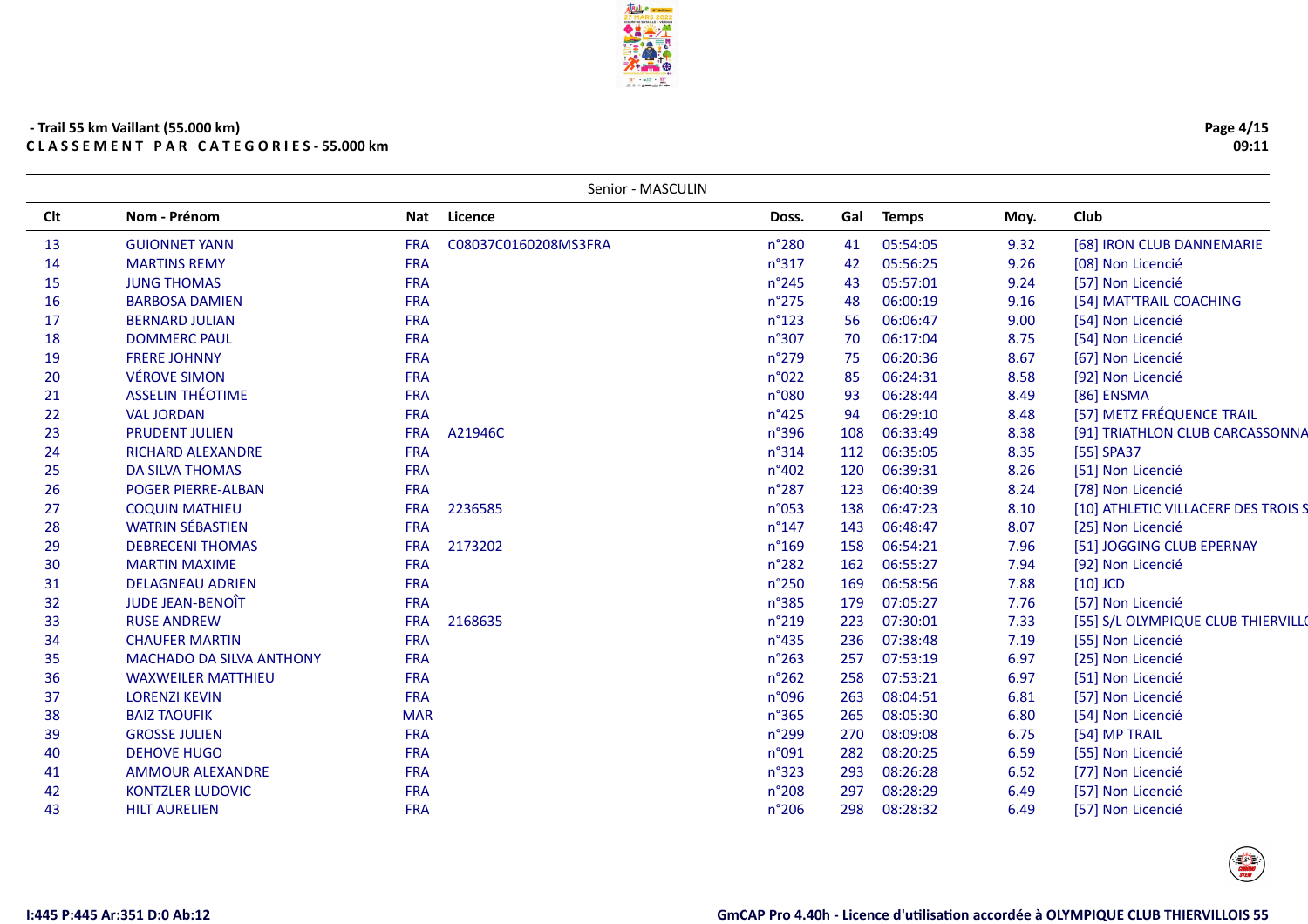- Trail 55 km Vaillant (55.000 km)
C L A S S E M E N T   P A R   C A T E G O R I E S - 55.000 km

Senior - MASCULIN

| Clt | Nom - Prénom | Nat | Licence | Doss. | Gal | Temps | Moy. | Club |
|---|---|---|---|---|---|---|---|---|
| 13 | GUIONNET YANN | FRA | C08037C0160208MS3FRA | n°280 | 41 | 05:54:05 | 9.32 | [68] IRON CLUB DANNEMARIE |
| 14 | MARTINS REMY | FRA | | n°317 | 42 | 05:56:25 | 9.26 | [08] Non Licencié |
| 15 | JUNG THOMAS | FRA | | n°245 | 43 | 05:57:01 | 9.24 | [57] Non Licencié |
| 16 | BARBOSA DAMIEN | FRA | | n°275 | 48 | 06:00:19 | 9.16 | [54] MAT'TRAIL COACHING |
| 17 | BERNARD JULIAN | FRA | | n°123 | 56 | 06:06:47 | 9.00 | [54] Non Licencié |
| 18 | DOMMERC PAUL | FRA | | n°307 | 70 | 06:17:04 | 8.75 | [54] Non Licencié |
| 19 | FRERE JOHNNY | FRA | | n°279 | 75 | 06:20:36 | 8.67 | [67] Non Licencié |
| 20 | VÉROVE SIMON | FRA | | n°022 | 85 | 06:24:31 | 8.58 | [92] Non Licencié |
| 21 | ASSELIN THÉOTIME | FRA | | n°080 | 93 | 06:28:44 | 8.49 | [86] ENSMA |
| 22 | VAL JORDAN | FRA | | n°425 | 94 | 06:29:10 | 8.48 | [57] METZ FRÉQUENCE TRAIL |
| 23 | PRUDENT JULIEN | FRA | A21946C | n°396 | 108 | 06:33:49 | 8.38 | [91] TRIATHLON CLUB CARCASSONNA |
| 24 | RICHARD ALEXANDRE | FRA | | n°314 | 112 | 06:35:05 | 8.35 | [55] SPA37 |
| 25 | DA SILVA THOMAS | FRA | | n°402 | 120 | 06:39:31 | 8.26 | [51] Non Licencié |
| 26 | POGER PIERRE-ALBAN | FRA | | n°287 | 123 | 06:40:39 | 8.24 | [78] Non Licencié |
| 27 | COQUIN MATHIEU | FRA | 2236585 | n°053 | 138 | 06:47:23 | 8.10 | [10] ATHLETIC VILLACERF DES TROIS S |
| 28 | WATRIN SÉBASTIEN | FRA | | n°147 | 143 | 06:48:47 | 8.07 | [25] Non Licencié |
| 29 | DEBRECENI THOMAS | FRA | 2173202 | n°169 | 158 | 06:54:21 | 7.96 | [51] JOGGING CLUB EPERNAY |
| 30 | MARTIN MAXIME | FRA | | n°282 | 162 | 06:55:27 | 7.94 | [92] Non Licencié |
| 31 | DELAGNEAU ADRIEN | FRA | | n°250 | 169 | 06:58:56 | 7.88 | [10] JCD |
| 32 | JUDE JEAN-BENOÎT | FRA | | n°385 | 179 | 07:05:27 | 7.76 | [57] Non Licencié |
| 33 | RUSE ANDREW | FRA | 2168635 | n°219 | 223 | 07:30:01 | 7.33 | [55] S/L OLYMPIQUE CLUB THIERVILLO |
| 34 | CHAUFER MARTIN | FRA | | n°435 | 236 | 07:38:48 | 7.19 | [55] Non Licencié |
| 35 | MACHADO DA SILVA ANTHONY | FRA | | n°263 | 257 | 07:53:19 | 6.97 | [25] Non Licencié |
| 36 | WAXWEILER MATTHIEU | FRA | | n°262 | 258 | 07:53:21 | 6.97 | [51] Non Licencié |
| 37 | LORENZI KEVIN | FRA | | n°096 | 263 | 08:04:51 | 6.81 | [57] Non Licencié |
| 38 | BAIZ TAOUFIK | MAR | | n°365 | 265 | 08:05:30 | 6.80 | [54] Non Licencié |
| 39 | GROSSE JULIEN | FRA | | n°299 | 270 | 08:09:08 | 6.75 | [54] MP TRAIL |
| 40 | DEHOVE HUGO | FRA | | n°091 | 282 | 08:20:25 | 6.59 | [55] Non Licencié |
| 41 | AMMOUR ALEXANDRE | FRA | | n°323 | 293 | 08:26:28 | 6.52 | [77] Non Licencié |
| 42 | KONTZLER LUDOVIC | FRA | | n°208 | 297 | 08:28:29 | 6.49 | [57] Non Licencié |
| 43 | HILT AURELIEN | FRA | | n°206 | 298 | 08:28:32 | 6.49 | [57] Non Licencié |

I:445 P:445 Ar:351 D:0 Ab:12

GmCAP Pro 4.40h - Licence d'utilisation accordée à OLYMPIQUE CLUB THIERVILLOIS 55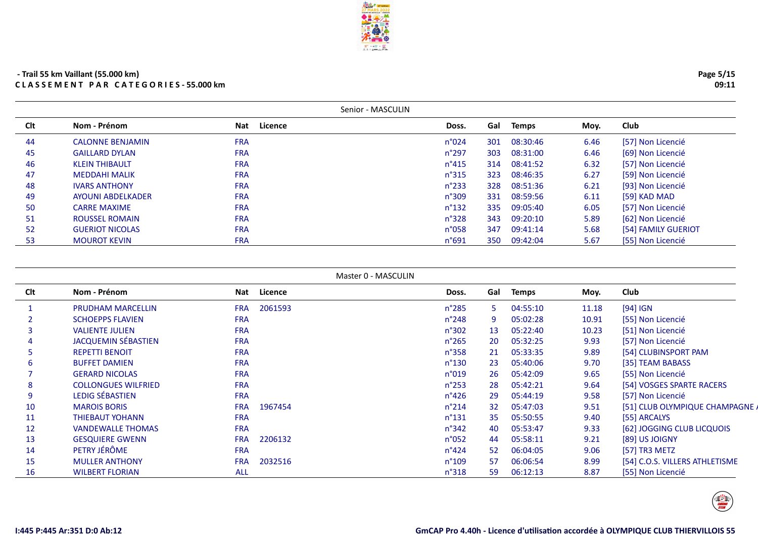- Trail 55 km Vaillant (55.000 km)

**C L A S S E M E N T   P A R   C A T E G O R I E S - 55.000 km**

## Senior - MASCULIN

| Clt | Nom - Prénom | Nat | Licence | Doss. | Gal | Temps | Moy. | Club |
|---|---|---|---|---|---|---|---|---|
| 44 | CALONNE BENJAMIN | FRA | | n°024 | 301 | 08:30:46 | 6.46 | [57] Non Licencié |
| 45 | GAILLARD DYLAN | FRA | | n°297 | 303 | 08:31:00 | 6.46 | [69] Non Licencié |
| 46 | KLEIN THIBAULT | FRA | | n°415 | 314 | 08:41:52 | 6.32 | [57] Non Licencié |
| 47 | MEDDAHI MALIK | FRA | | n°315 | 323 | 08:46:35 | 6.27 | [59] Non Licencié |
| 48 | IVARS ANTHONY | FRA | | n°233 | 328 | 08:51:36 | 6.21 | [93] Non Licencié |
| 49 | AYOUNI ABDELKADER | FRA | | n°309 | 331 | 08:59:56 | 6.11 | [59] KAD MAD |
| 50 | CARRE MAXIME | FRA | | n°132 | 335 | 09:05:40 | 6.05 | [57] Non Licencié |
| 51 | ROUSSEL ROMAIN | FRA | | n°328 | 343 | 09:20:10 | 5.89 | [62] Non Licencié |
| 52 | GUERIOT NICOLAS | FRA | | n°058 | 347 | 09:41:14 | 5.68 | [54] FAMILY GUERIOT |
| 53 | MOUROT KEVIN | FRA | | n°691 | 350 | 09:42:04 | 5.67 | [55] Non Licencié |

## Master 0 - MASCULIN

| Clt | Nom - Prénom | Nat | Licence | Doss. | Gal | Temps | Moy. | Club |
|---|---|---|---|---|---|---|---|---|
| 1 | PRUDHAM MARCELLIN | FRA | 2061593 | n°285 | 5 | 04:55:10 | 11.18 | [94] IGN |
| 2 | SCHOEPPS FLAVIEN | FRA | | n°248 | 9 | 05:02:28 | 10.91 | [55] Non Licencié |
| 3 | VALIENTE JULIEN | FRA | | n°302 | 13 | 05:22:40 | 10.23 | [51] Non Licencié |
| 4 | JACQUEMIN SÉBASTIEN | FRA | | n°265 | 20 | 05:32:25 | 9.93 | [57] Non Licencié |
| 5 | REPETTI BENOIT | FRA | | n°358 | 21 | 05:33:35 | 9.89 | [54] CLUBINSPORT PAM |
| 6 | BUFFET DAMIEN | FRA | | n°130 | 23 | 05:40:06 | 9.70 | [35] TEAM BABASS |
| 7 | GERARD NICOLAS | FRA | | n°019 | 26 | 05:42:09 | 9.65 | [55] Non Licencié |
| 8 | COLLONGUES WILFRIED | FRA | | n°253 | 28 | 05:42:21 | 9.64 | [54] VOSGES SPARTE RACERS |
| 9 | LEDIG SÉBASTIEN | FRA | | n°426 | 29 | 05:44:19 | 9.58 | [57] Non Licencié |
| 10 | MAROIS BORIS | FRA | 1967454 | n°214 | 32 | 05:47:03 | 9.51 | [51] CLUB OLYMPIQUE CHAMPAGNE A |
| 11 | THIEBAUT YOHANN | FRA | | n°131 | 35 | 05:50:55 | 9.40 | [55] ARCALYS |
| 12 | VANDEWALLE THOMAS | FRA | | n°342 | 40 | 05:53:47 | 9.33 | [62] JOGGING CLUB LICQUOIS |
| 13 | GESQUIERE GWENN | FRA | 2206132 | n°052 | 44 | 05:58:11 | 9.21 | [89] US JOIGNY |
| 14 | PETRY JÉRÔME | FRA | | n°424 | 52 | 06:04:05 | 9.06 | [57] TR3 METZ |
| 15 | MULLER ANTHONY | FRA | 2032516 | n°109 | 57 | 06:06:54 | 8.99 | [54] C.O.S. VILLERS ATHLETISME |
| 16 | WILBERT FLORIAN | ALL | | n°318 | 59 | 06:12:13 | 8.87 | [55] Non Licencié |

I:445 P:445 Ar:351 D:0 Ab:12

GmCAP Pro 4.40h - Licence d'utilisation accordée à OLYMPIQUE CLUB THIERVILLOIS 55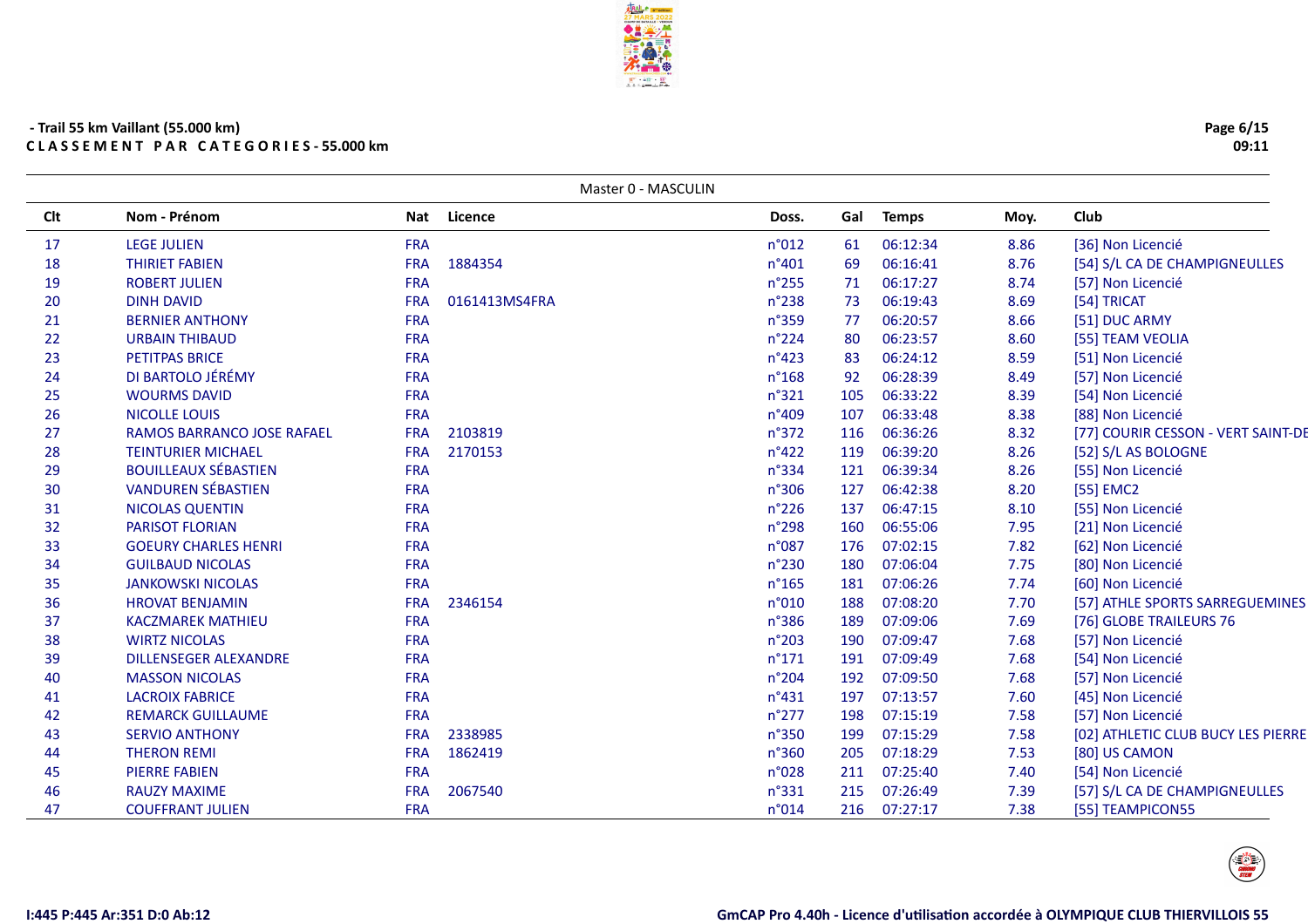## - Trail 55 km Vaillant (55.000 km)

**C L A S S E M E N T  P A R  C A T E G O R I E S - 55.000 km**

Master 0 - MASCULIN

| Clt | Nom - Prénom | Nat | Licence | Doss. | Gal | Temps | Moy. | Club |
|---|---|---|---|---|---|---|---|---|
| 17 | LEGE JULIEN | FRA | | n°012 | 61 | 06:12:34 | 8.86 | [36] Non Licencié |
| 18 | THIRIET FABIEN | FRA | 1884354 | n°401 | 69 | 06:16:41 | 8.76 | [54] S/L CA DE CHAMPIGNEULLES |
| 19 | ROBERT JULIEN | FRA | | n°255 | 71 | 06:17:27 | 8.74 | [57] Non Licencié |
| 20 | DINH DAVID | FRA | 0161413MS4FRA | n°238 | 73 | 06:19:43 | 8.69 | [54] TRICAT |
| 21 | BERNIER ANTHONY | FRA | | n°359 | 77 | 06:20:57 | 8.66 | [51] DUC ARMY |
| 22 | URBAIN THIBAUD | FRA | | n°224 | 80 | 06:23:57 | 8.60 | [55] TEAM VEOLIA |
| 23 | PETITPAS BRICE | FRA | | n°423 | 83 | 06:24:12 | 8.59 | [51] Non Licencié |
| 24 | DI BARTOLO JÉRÉMY | FRA | | n°168 | 92 | 06:28:39 | 8.49 | [57] Non Licencié |
| 25 | WOURMS DAVID | FRA | | n°321 | 105 | 06:33:22 | 8.39 | [54] Non Licencié |
| 26 | NICOLLE LOUIS | FRA | | n°409 | 107 | 06:33:48 | 8.38 | [88] Non Licencié |
| 27 | RAMOS BARRANCO JOSE RAFAEL | FRA | 2103819 | n°372 | 116 | 06:36:26 | 8.32 | [77] COURIR CESSON - VERT SAINT-DE |
| 28 | TEINTURIER MICHAEL | FRA | 2170153 | n°422 | 119 | 06:39:20 | 8.26 | [52] S/L AS BOLOGNE |
| 29 | BOUILLEAUX SÉBASTIEN | FRA | | n°334 | 121 | 06:39:34 | 8.26 | [55] Non Licencié |
| 30 | VANDUREN SÉBASTIEN | FRA | | n°306 | 127 | 06:42:38 | 8.20 | [55] EMC2 |
| 31 | NICOLAS QUENTIN | FRA | | n°226 | 137 | 06:47:15 | 8.10 | [55] Non Licencié |
| 32 | PARISOT FLORIAN | FRA | | n°298 | 160 | 06:55:06 | 7.95 | [21] Non Licencié |
| 33 | GOEURY CHARLES HENRI | FRA | | n°087 | 176 | 07:02:15 | 7.82 | [62] Non Licencié |
| 34 | GUILBAUD NICOLAS | FRA | | n°230 | 180 | 07:06:04 | 7.75 | [80] Non Licencié |
| 35 | JANKOWSKI NICOLAS | FRA | | n°165 | 181 | 07:06:26 | 7.74 | [60] Non Licencié |
| 36 | HROVAT BENJAMIN | FRA | 2346154 | n°010 | 188 | 07:08:20 | 7.70 | [57] ATHLE SPORTS SARREGUEMINES |
| 37 | KACZMAREK MATHIEU | FRA | | n°386 | 189 | 07:09:06 | 7.69 | [76] GLOBE TRAILEURS 76 |
| 38 | WIRTZ NICOLAS | FRA | | n°203 | 190 | 07:09:47 | 7.68 | [57] Non Licencié |
| 39 | DILLENSEGER ALEXANDRE | FRA | | n°171 | 191 | 07:09:49 | 7.68 | [54] Non Licencié |
| 40 | MASSON NICOLAS | FRA | | n°204 | 192 | 07:09:50 | 7.68 | [57] Non Licencié |
| 41 | LACROIX FABRICE | FRA | | n°431 | 197 | 07:13:57 | 7.60 | [45] Non Licencié |
| 42 | REMARCK GUILLAUME | FRA | | n°277 | 198 | 07:15:19 | 7.58 | [57] Non Licencié |
| 43 | SERVIO ANTHONY | FRA | 2338985 | n°350 | 199 | 07:15:29 | 7.58 | [02] ATHLETIC CLUB BUCY LES PIERRE |
| 44 | THERON REMI | FRA | 1862419 | n°360 | 205 | 07:18:29 | 7.53 | [80] US CAMON |
| 45 | PIERRE FABIEN | FRA | | n°028 | 211 | 07:25:40 | 7.40 | [54] Non Licencié |
| 46 | RAUZY MAXIME | FRA | 2067540 | n°331 | 215 | 07:26:49 | 7.39 | [57] S/L CA DE CHAMPIGNEULLES |
| 47 | COUFFRANT JULIEN | FRA | | n°014 | 216 | 07:27:17 | 7.38 | [55] TEAMPICON55 |

I:445 P:445 Ar:351 D:0 Ab:12

GmCAP Pro 4.40h - Licence d'utilisation accordée à OLYMPIQUE CLUB THIERVILLOIS 55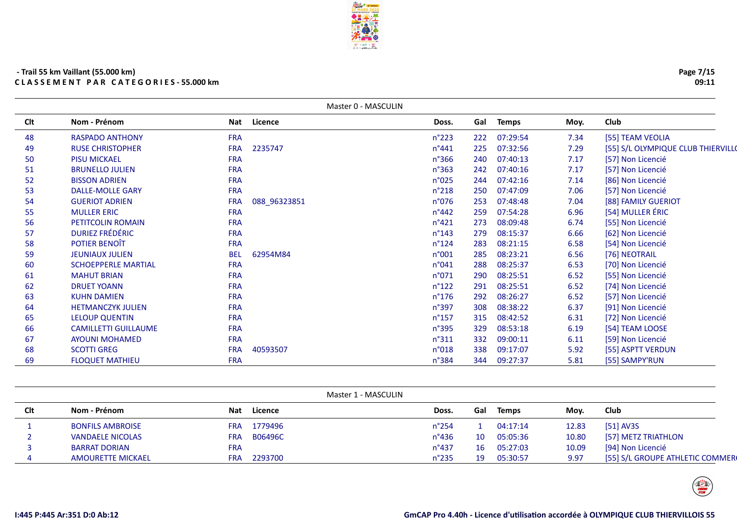- Trail 55 km Vaillant (55.000 km)

**C L A S S E M E N T   P A R   C A T E G O R I E S - 55.000 km**

Master 0 - MASCULIN

| Clt | Nom - Prénom | Nat | Licence | Doss. | Gal | Temps | Moy. | Club |
|---|---|---|---|---|---|---|---|---|
| 48 | RASPADO ANTHONY | FRA | | n°223 | 222 | 07:29:54 | 7.34 | [55] TEAM VEOLIA |
| 49 | RUSE CHRISTOPHER | FRA | 2235747 | n°441 | 225 | 07:32:56 | 7.29 | [55] S/L OLYMPIQUE CLUB THIERVILLO |
| 50 | PISU MICKAEL | FRA | | n°366 | 240 | 07:40:13 | 7.17 | [57] Non Licencié |
| 51 | BRUNELLO JULIEN | FRA | | n°363 | 242 | 07:40:16 | 7.17 | [57] Non Licencié |
| 52 | BISSON ADRIEN | FRA | | n°025 | 244 | 07:42:16 | 7.14 | [86] Non Licencié |
| 53 | DALLE-MOLLE GARY | FRA | | n°218 | 250 | 07:47:09 | 7.06 | [57] Non Licencié |
| 54 | GUERIOT ADRIEN | FRA | 088_96323851 | n°076 | 253 | 07:48:48 | 7.04 | [88] FAMILY GUERIOT |
| 55 | MULLER ERIC | FRA | | n°442 | 259 | 07:54:28 | 6.96 | [54] MULLER ÉRIC |
| 56 | PETITCOLIN ROMAIN | FRA | | n°421 | 273 | 08:09:48 | 6.74 | [55] Non Licencié |
| 57 | DURIEZ FRÉDÉRIC | FRA | | n°143 | 279 | 08:15:37 | 6.66 | [62] Non Licencié |
| 58 | POTIER BENOÎT | FRA | | n°124 | 283 | 08:21:15 | 6.58 | [54] Non Licencié |
| 59 | JEUNIAUX JULIEN | BEL | 62954M84 | n°001 | 285 | 08:23:21 | 6.56 | [76] NEOTRAIL |
| 60 | SCHOEPPERLE MARTIAL | FRA | | n°041 | 288 | 08:25:37 | 6.53 | [70] Non Licencié |
| 61 | MAHUT BRIAN | FRA | | n°071 | 290 | 08:25:51 | 6.52 | [55] Non Licencié |
| 62 | DRUET YOANN | FRA | | n°122 | 291 | 08:25:51 | 6.52 | [74] Non Licencié |
| 63 | KUHN DAMIEN | FRA | | n°176 | 292 | 08:26:27 | 6.52 | [57] Non Licencié |
| 64 | HETMANCZYK JULIEN | FRA | | n°397 | 308 | 08:38:22 | 6.37 | [91] Non Licencié |
| 65 | LELOUP QUENTIN | FRA | | n°157 | 315 | 08:42:52 | 6.31 | [72] Non Licencié |
| 66 | CAMILLETTI GUILLAUME | FRA | | n°395 | 329 | 08:53:18 | 6.19 | [54] TEAM LOOSE |
| 67 | AYOUNI MOHAMED | FRA | | n°311 | 332 | 09:00:11 | 6.11 | [59] Non Licencié |
| 68 | SCOTTI GREG | FRA | 40593507 | n°018 | 338 | 09:17:07 | 5.92 | [55] ASPTT VERDUN |
| 69 | FLOQUET MATHIEU | FRA | | n°384 | 344 | 09:27:37 | 5.81 | [55] SAMPY'RUN |

Master 1 - MASCULIN

| Clt | Nom - Prénom | Nat | Licence | Doss. | Gal | Temps | Moy. | Club |
|---|---|---|---|---|---|---|---|---|
| 1 | BONFILS AMBROISE | FRA | 1779496 | n°254 | 1 | 04:17:14 | 12.83 | [51] AV3S |
| 2 | VANDAELE NICOLAS | FRA | B06496C | n°436 | 10 | 05:05:36 | 10.80 | [57] METZ TRIATHLON |
| 3 | BARRAT DORIAN | FRA | | n°437 | 16 | 05:27:03 | 10.09 | [94] Non Licencié |
| 4 | AMOURETTE MICKAEL | FRA | 2293700 | n°235 | 19 | 05:30:57 | 9.97 | [55] S/L GROUPE ATHLETIC COMMERC |

I:445 P:445 Ar:351 D:0 Ab:12

GmCAP Pro 4.40h - Licence d'utilisation accordée à OLYMPIQUE CLUB THIERVILLOIS 55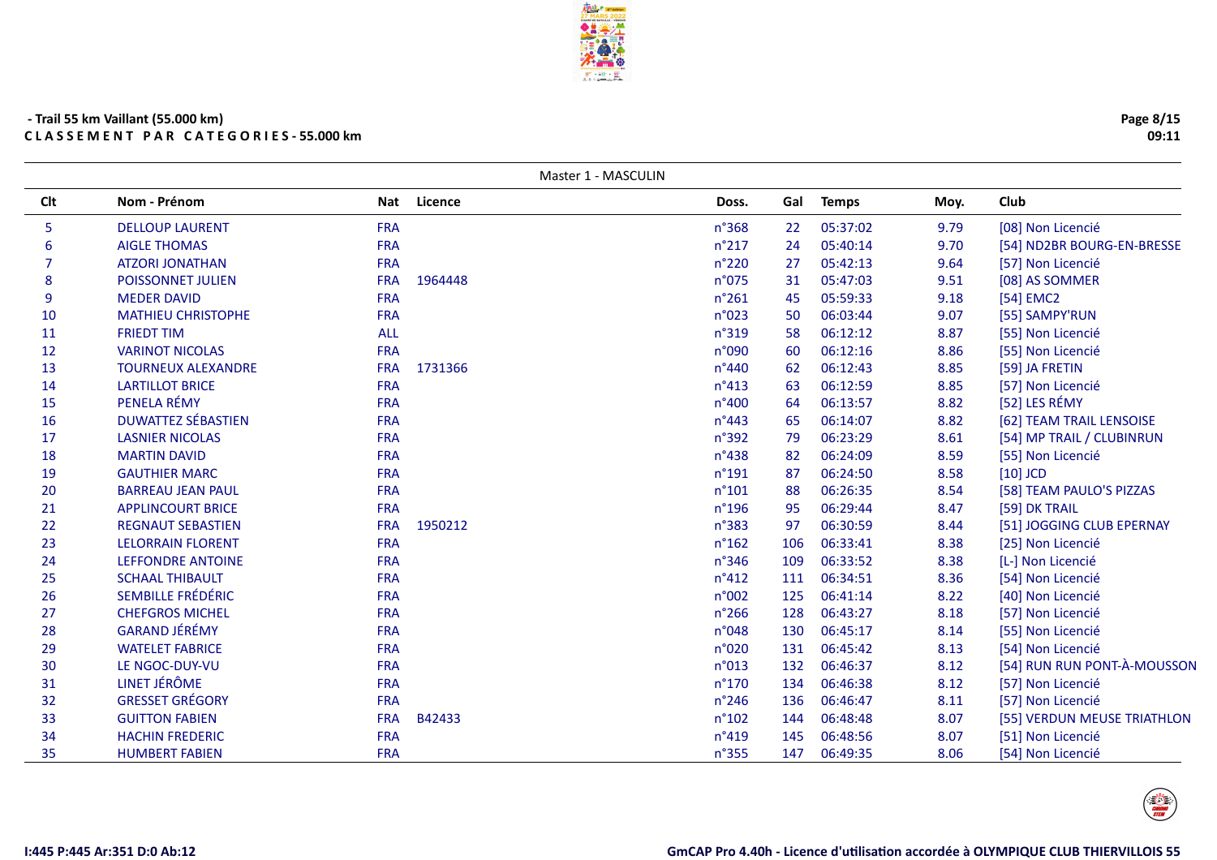**- Trail 55 km Vaillant (55.000 km)**
**C L A S S E M E N T   P A R   C A T E G O R I E S - 55.000 km**

Master 1 - MASCULIN

| Clt | Nom - Prénom | Nat | Licence | Doss. | Gal | Temps | Moy. | Club |
|---|---|---|---|---|---|---|---|---|
| 5 | DELLOUP LAURENT | FRA | | n°368 | 22 | 05:37:02 | 9.79 | [08] Non Licencié |
| 6 | AIGLE THOMAS | FRA | | n°217 | 24 | 05:40:14 | 9.70 | [54] ND2BR BOURG-EN-BRESSE |
| 7 | ATZORI JONATHAN | FRA | | n°220 | 27 | 05:42:13 | 9.64 | [57] Non Licencié |
| 8 | POISSONNET JULIEN | FRA | 1964448 | n°075 | 31 | 05:47:03 | 9.51 | [08] AS SOMMER |
| 9 | MEDER DAVID | FRA | | n°261 | 45 | 05:59:33 | 9.18 | [54] EMC2 |
| 10 | MATHIEU CHRISTOPHE | FRA | | n°023 | 50 | 06:03:44 | 9.07 | [55] SAMPY'RUN |
| 11 | FRIEDT TIM | ALL | | n°319 | 58 | 06:12:12 | 8.87 | [55] Non Licencié |
| 12 | VARINOT NICOLAS | FRA | | n°090 | 60 | 06:12:16 | 8.86 | [55] Non Licencié |
| 13 | TOURNEUX ALEXANDRE | FRA | 1731366 | n°440 | 62 | 06:12:43 | 8.85 | [59] JA FRETIN |
| 14 | LARTILLOT BRICE | FRA | | n°413 | 63 | 06:12:59 | 8.85 | [57] Non Licencié |
| 15 | PENELA RÉMY | FRA | | n°400 | 64 | 06:13:57 | 8.82 | [52] LES RÉMY |
| 16 | DUWATTEZ SÉBASTIEN | FRA | | n°443 | 65 | 06:14:07 | 8.82 | [62] TEAM TRAIL LENSOISE |
| 17 | LASNIER NICOLAS | FRA | | n°392 | 79 | 06:23:29 | 8.61 | [54] MP TRAIL / CLUBINRUN |
| 18 | MARTIN DAVID | FRA | | n°438 | 82 | 06:24:09 | 8.59 | [55] Non Licencié |
| 19 | GAUTHIER MARC | FRA | | n°191 | 87 | 06:24:50 | 8.58 | [10] JCD |
| 20 | BARREAU JEAN PAUL | FRA | | n°101 | 88 | 06:26:35 | 8.54 | [58] TEAM PAULO'S PIZZAS |
| 21 | APPLINCOURT BRICE | FRA | | n°196 | 95 | 06:29:44 | 8.47 | [59] DK TRAIL |
| 22 | REGNAUT SEBASTIEN | FRA | 1950212 | n°383 | 97 | 06:30:59 | 8.44 | [51] JOGGING CLUB EPERNAY |
| 23 | LELORRAIN FLORENT | FRA | | n°162 | 106 | 06:33:41 | 8.38 | [25] Non Licencié |
| 24 | LEFFONDRE ANTOINE | FRA | | n°346 | 109 | 06:33:52 | 8.38 | [L-] Non Licencié |
| 25 | SCHAAL THIBAULT | FRA | | n°412 | 111 | 06:34:51 | 8.36 | [54] Non Licencié |
| 26 | SEMBILLE FRÉDÉRIC | FRA | | n°002 | 125 | 06:41:14 | 8.22 | [40] Non Licencié |
| 27 | CHEFGROS MICHEL | FRA | | n°266 | 128 | 06:43:27 | 8.18 | [57] Non Licencié |
| 28 | GARAND JÉRÉMY | FRA | | n°048 | 130 | 06:45:17 | 8.14 | [55] Non Licencié |
| 29 | WATELET FABRICE | FRA | | n°020 | 131 | 06:45:42 | 8.13 | [54] Non Licencié |
| 30 | LE NGOC-DUY-VU | FRA | | n°013 | 132 | 06:46:37 | 8.12 | [54] RUN RUN PONT-À-MOUSSON |
| 31 | LINET JÉRÔME | FRA | | n°170 | 134 | 06:46:38 | 8.12 | [57] Non Licencié |
| 32 | GRESSET GRÉGORY | FRA | | n°246 | 136 | 06:46:47 | 8.11 | [57] Non Licencié |
| 33 | GUITTON FABIEN | FRA | B42433 | n°102 | 144 | 06:48:48 | 8.07 | [55] VERDUN MEUSE TRIATHLON |
| 34 | HACHIN FREDERIC | FRA | | n°419 | 145 | 06:48:56 | 8.07 | [51] Non Licencié |
| 35 | HUMBERT FABIEN | FRA | | n°355 | 147 | 06:49:35 | 8.06 | [54] Non Licencié |

I:445 P:445 Ar:351 D:0 Ab:12

GmCAP Pro 4.40h - Licence d'utilisation accordée à OLYMPIQUE CLUB THIERVILLOIS 55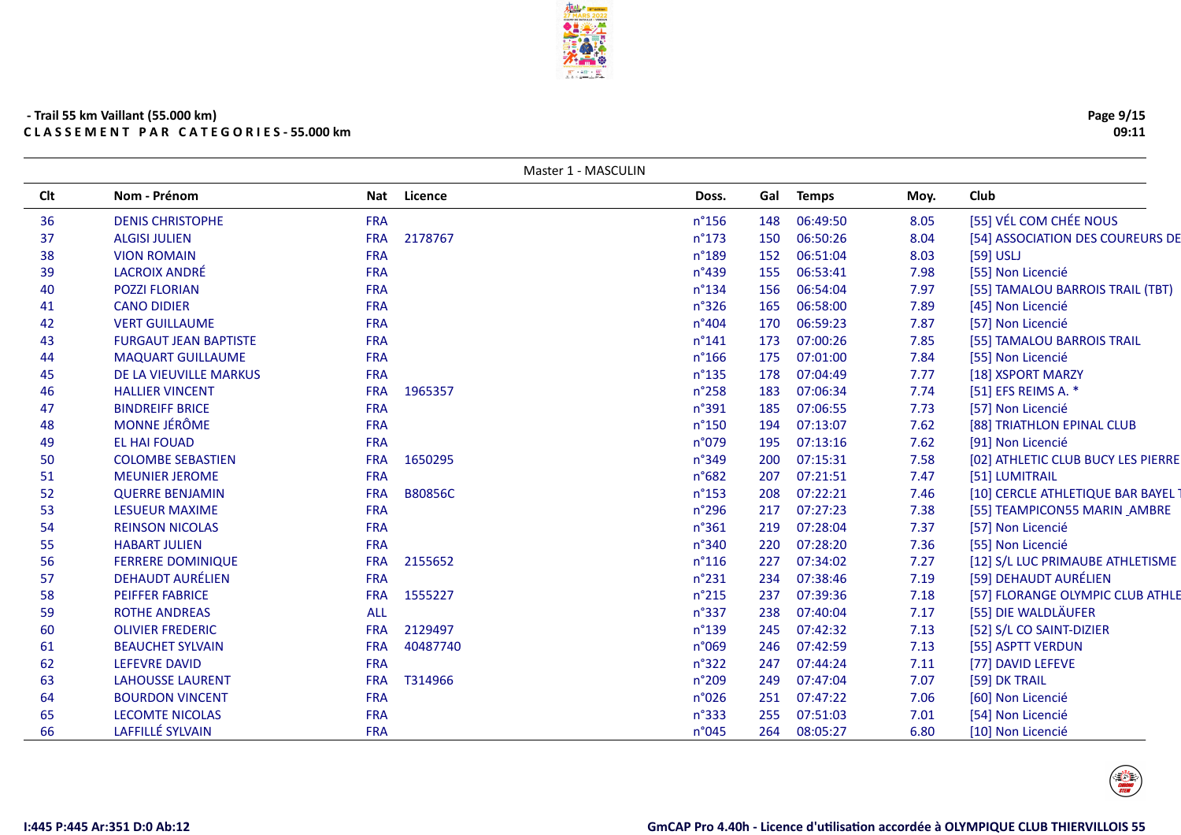- Trail 55 km Vaillant (55.000 km)

**C L A S S E M E N T   P A R   C A T E G O R I E S - 55.000 km**

Master 1 - MASCULIN

| Clt | Nom - Prénom | Nat | Licence | Doss. | Gal | Temps | Moy. | Club |
|---|---|---|---|---|---|---|---|---|
| 36 | DENIS CHRISTOPHE | FRA | | n°156 | 148 | 06:49:50 | 8.05 | [55] VÉL COM CHÉE NOUS |
| 37 | ALGISI JULIEN | FRA | 2178767 | n°173 | 150 | 06:50:26 | 8.04 | [54] ASSOCIATION DES COUREURS DE |
| 38 | VION ROMAIN | FRA | | n°189 | 152 | 06:51:04 | 8.03 | [59] USLJ |
| 39 | LACROIX ANDRÉ | FRA | | n°439 | 155 | 06:53:41 | 7.98 | [55] Non Licencié |
| 40 | POZZI FLORIAN | FRA | | n°134 | 156 | 06:54:04 | 7.97 | [55] TAMALOU BARROIS TRAIL (TBT) |
| 41 | CANO DIDIER | FRA | | n°326 | 165 | 06:58:00 | 7.89 | [45] Non Licencié |
| 42 | VERT GUILLAUME | FRA | | n°404 | 170 | 06:59:23 | 7.87 | [57] Non Licencié |
| 43 | FURGAUT JEAN BAPTISTE | FRA | | n°141 | 173 | 07:00:26 | 7.85 | [55] TAMALOU BARROIS TRAIL |
| 44 | MAQUART GUILLAUME | FRA | | n°166 | 175 | 07:01:00 | 7.84 | [55] Non Licencié |
| 45 | DE LA VIEUVILLE MARKUS | FRA | | n°135 | 178 | 07:04:49 | 7.77 | [18] XSPORT MARZY |
| 46 | HALLIER VINCENT | FRA | 1965357 | n°258 | 183 | 07:06:34 | 7.74 | [51] EFS REIMS A. * |
| 47 | BINDREIFF BRICE | FRA | | n°391 | 185 | 07:06:55 | 7.73 | [57] Non Licencié |
| 48 | MONNE JÉRÔME | FRA | | n°150 | 194 | 07:13:07 | 7.62 | [88] TRIATHLON EPINAL CLUB |
| 49 | EL HAI FOUAD | FRA | | n°079 | 195 | 07:13:16 | 7.62 | [91] Non Licencié |
| 50 | COLOMBE SEBASTIEN | FRA | 1650295 | n°349 | 200 | 07:15:31 | 7.58 | [02] ATHLETIC CLUB BUCY LES PIERRE |
| 51 | MEUNIER JEROME | FRA | | n°682 | 207 | 07:21:51 | 7.47 | [51] LUMITRAIL |
| 52 | QUERRE BENJAMIN | FRA | B80856C | n°153 | 208 | 07:22:21 | 7.46 | [10] CERCLE ATHLETIQUE BAR BAYEL T |
| 53 | LESUEUR MAXIME | FRA | | n°296 | 217 | 07:27:23 | 7.38 | [55] TEAMPICON55 MARIN _AMBRE |
| 54 | REINSON NICOLAS | FRA | | n°361 | 219 | 07:28:04 | 7.37 | [57] Non Licencié |
| 55 | HABART JULIEN | FRA | | n°340 | 220 | 07:28:20 | 7.36 | [55] Non Licencié |
| 56 | FERRERE DOMINIQUE | FRA | 2155652 | n°116 | 227 | 07:34:02 | 7.27 | [12] S/L LUC PRIMAUBE ATHLETISME |
| 57 | DEHAUDT AURÉLIEN | FRA | | n°231 | 234 | 07:38:46 | 7.19 | [59] DEHAUDT AURÉLIEN |
| 58 | PEIFFER FABRICE | FRA | 1555227 | n°215 | 237 | 07:39:36 | 7.18 | [57] FLORANGE OLYMPIC CLUB ATHLE |
| 59 | ROTHE ANDREAS | ALL | | n°337 | 238 | 07:40:04 | 7.17 | [55] DIE WALDLÄUFER |
| 60 | OLIVIER FREDERIC | FRA | 2129497 | n°139 | 245 | 07:42:32 | 7.13 | [52] S/L CO SAINT-DIZIER |
| 61 | BEAUCHET SYLVAIN | FRA | 40487740 | n°069 | 246 | 07:42:59 | 7.13 | [55] ASPTT VERDUN |
| 62 | LEFEVRE DAVID | FRA | | n°322 | 247 | 07:44:24 | 7.11 | [77] DAVID LEFEVE |
| 63 | LAHOUSSE LAURENT | FRA | T314966 | n°209 | 249 | 07:47:04 | 7.07 | [59] DK TRAIL |
| 64 | BOURDON VINCENT | FRA | | n°026 | 251 | 07:47:22 | 7.06 | [60] Non Licencié |
| 65 | LECOMTE NICOLAS | FRA | | n°333 | 255 | 07:51:03 | 7.01 | [54] Non Licencié |
| 66 | LAFFILLÉ SYLVAIN | FRA | | n°045 | 264 | 08:05:27 | 6.80 | [10] Non Licencié |

I:445 P:445 Ar:351 D:0 Ab:12

GmCAP Pro 4.40h - Licence d'utilisation accordée à OLYMPIQUE CLUB THIERVILLOIS 55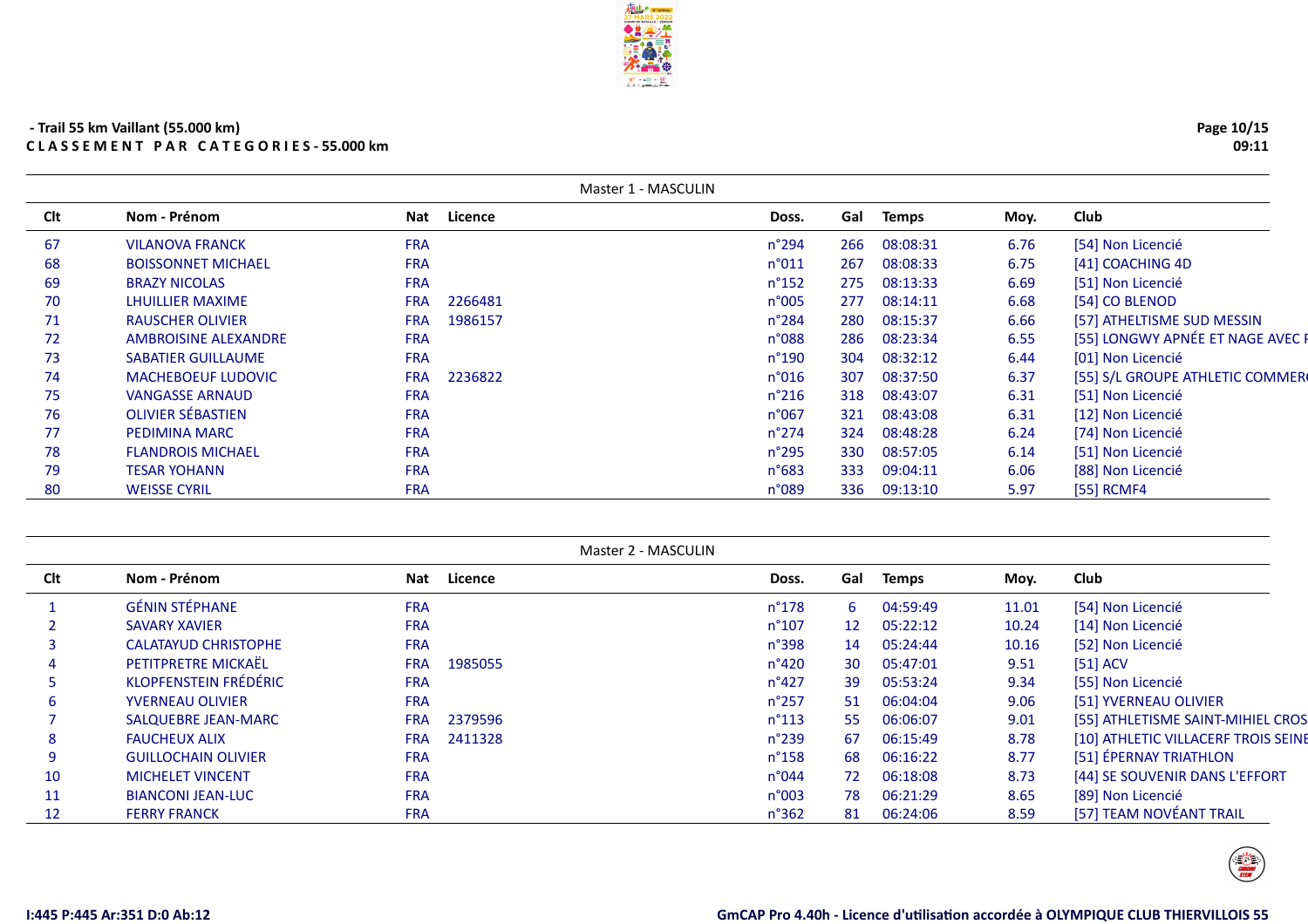- Trail 55 km Vaillant (55.000 km)

**C L A S S E M E N T P A R C A T E G O R I E S - 55.000 km**

Master 1 - MASCULIN

| Clt | Nom - Prénom | Nat | Licence | Doss. | Gal | Temps | Moy. | Club |
|---|---|---|---|---|---|---|---|---|
| 67 | VILANOVA FRANCK | FRA | | n°294 | 266 | 08:08:31 | 6.76 | [54] Non Licencié |
| 68 | BOISSONNET MICHAEL | FRA | | n°011 | 267 | 08:08:33 | 6.75 | [41] COACHING 4D |
| 69 | BRAZY NICOLAS | FRA | | n°152 | 275 | 08:13:33 | 6.69 | [51] Non Licencié |
| 70 | LHUILLIER MAXIME | FRA | 2266481 | n°005 | 277 | 08:14:11 | 6.68 | [54] CO BLENOD |
| 71 | RAUSCHER OLIVIER | FRA | 1986157 | n°284 | 280 | 08:15:37 | 6.66 | [57] ATHELTISME SUD MESSIN |
| 72 | AMBROISINE ALEXANDRE | FRA | | n°088 | 286 | 08:23:34 | 6.55 | [55] LONGWY APNÉE ET NAGE AVEC F |
| 73 | SABATIER GUILLAUME | FRA | | n°190 | 304 | 08:32:12 | 6.44 | [01] Non Licencié |
| 74 | MACHEBOEUF LUDOVIC | FRA | 2236822 | n°016 | 307 | 08:37:50 | 6.37 | [55] S/L GROUPE ATHLETIC COMMER |
| 75 | VANGASSE ARNAUD | FRA | | n°216 | 318 | 08:43:07 | 6.31 | [51] Non Licencié |
| 76 | OLIVIER SÉBASTIEN | FRA | | n°067 | 321 | 08:43:08 | 6.31 | [12] Non Licencié |
| 77 | PEDIMINA MARC | FRA | | n°274 | 324 | 08:48:28 | 6.24 | [74] Non Licencié |
| 78 | FLANDROIS MICHAEL | FRA | | n°295 | 330 | 08:57:05 | 6.14 | [51] Non Licencié |
| 79 | TESAR YOHANN | FRA | | n°683 | 333 | 09:04:11 | 6.06 | [88] Non Licencié |
| 80 | WEISSE CYRIL | FRA | | n°089 | 336 | 09:13:10 | 5.97 | [55] RCMF4 |

Master 2 - MASCULIN

| Clt | Nom - Prénom | Nat | Licence | Doss. | Gal | Temps | Moy. | Club |
|---|---|---|---|---|---|---|---|---|
| 1 | GÉNIN STÉPHANE | FRA | | n°178 | 6 | 04:59:49 | 11.01 | [54] Non Licencié |
| 2 | SAVARY XAVIER | FRA | | n°107 | 12 | 05:22:12 | 10.24 | [14] Non Licencié |
| 3 | CALATAYUD CHRISTOPHE | FRA | | n°398 | 14 | 05:24:44 | 10.16 | [52] Non Licencié |
| 4 | PETITPRETRE MICKAËL | FRA | 1985055 | n°420 | 30 | 05:47:01 | 9.51 | [51] ACV |
| 5 | KLOPFENSTEIN FRÉDÉRIC | FRA | | n°427 | 39 | 05:53:24 | 9.34 | [55] Non Licencié |
| 6 | YVERNEAU OLIVIER | FRA | | n°257 | 51 | 06:04:04 | 9.06 | [51] YVERNEAU OLIVIER |
| 7 | SALQUEBRE JEAN-MARC | FRA | 2379596 | n°113 | 55 | 06:06:07 | 9.01 | [55] ATHLETISME SAINT-MIHIEL CROS |
| 8 | FAUCHEUX ALIX | FRA | 2411328 | n°239 | 67 | 06:15:49 | 8.78 | [10] ATHLETIC VILLACERF TROIS SEINE |
| 9 | GUILLOCHAIN OLIVIER | FRA | | n°158 | 68 | 06:16:22 | 8.77 | [51] ÉPERNAY TRIATHLON |
| 10 | MICHELET VINCENT | FRA | | n°044 | 72 | 06:18:08 | 8.73 | [44] SE SOUVENIR DANS L'EFFORT |
| 11 | BIANCONI JEAN-LUC | FRA | | n°003 | 78 | 06:21:29 | 8.65 | [89] Non Licencié |
| 12 | FERRY FRANCK | FRA | | n°362 | 81 | 06:24:06 | 8.59 | [57] TEAM NOVÉANT TRAIL |

I:445 P:445 Ar:351 D:0 Ab:12

GmCAP Pro 4.40h - Licence d'utilisation accordée à OLYMPIQUE CLUB THIERVILLOIS 55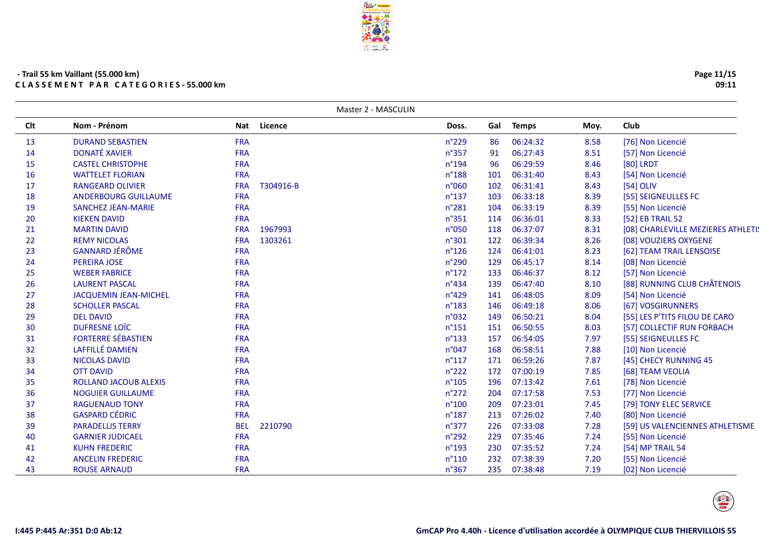- Trail 55 km Vaillant (55.000 km)

**C L A S S E M E N T  P A R  C A T E G O R I E S - 55.000 km**

Master 2 - MASCULIN

| Clt | Nom - Prénom | Nat | Licence | Doss. | Gal | Temps | Moy. | Club |
|---|---|---|---|---|---|---|---|---|
| 13 | DURAND SEBASTIEN | FRA | | n°229 | 86 | 06:24:32 | 8.58 | [76] Non Licencié |
| 14 | DONATÉ XAVIER | FRA | | n°357 | 91 | 06:27:43 | 8.51 | [57] Non Licencié |
| 15 | CASTEL CHRISTOPHE | FRA | | n°194 | 96 | 06:29:59 | 8.46 | [80] LRDT |
| 16 | WATTELET FLORIAN | FRA | | n°188 | 101 | 06:31:40 | 8.43 | [54] Non Licencié |
| 17 | RANGEARD OLIVIER | FRA | T304916-B | n°060 | 102 | 06:31:41 | 8.43 | [54] OLIV |
| 18 | ANDERBOURG GUILLAUME | FRA | | n°137 | 103 | 06:33:18 | 8.39 | [55] SEIGNEULLES FC |
| 19 | SANCHEZ JEAN-MARIE | FRA | | n°281 | 104 | 06:33:19 | 8.39 | [55] Non Licencié |
| 20 | KIEKEN DAVID | FRA | | n°351 | 114 | 06:36:01 | 8.33 | [52] EB TRAIL 52 |
| 21 | MARTIN DAVID | FRA | 1967993 | n°050 | 118 | 06:37:07 | 8.31 | [08] CHARLEVILLE MEZIERES ATHLETIS |
| 22 | REMY NICOLAS | FRA | 1303261 | n°301 | 122 | 06:39:34 | 8.26 | [08] VOUZIERS OXYGENE |
| 23 | GANNARD JÉRÔME | FRA | | n°126 | 124 | 06:41:01 | 8.23 | [62] TEAM TRAIL LENSOISE |
| 24 | PEREIRA JOSE | FRA | | n°290 | 129 | 06:45:17 | 8.14 | [08] Non Licencié |
| 25 | WEBER FABRICE | FRA | | n°172 | 133 | 06:46:37 | 8.12 | [57] Non Licencié |
| 26 | LAURENT PASCAL | FRA | | n°434 | 139 | 06:47:40 | 8.10 | [88] RUNNING CLUB CHÂTENOIS |
| 27 | JACQUEMIN JEAN-MICHEL | FRA | | n°429 | 141 | 06:48:05 | 8.09 | [54] Non Licencié |
| 28 | SCHOLLER PASCAL | FRA | | n°183 | 146 | 06:49:18 | 8.06 | [67] VOSGIRUNNERS |
| 29 | DEL DAVID | FRA | | n°032 | 149 | 06:50:21 | 8.04 | [55] LES P'TITS FILOU DE CARO |
| 30 | DUFRESNE LOÏC | FRA | | n°151 | 151 | 06:50:55 | 8.03 | [57] COLLECTIF RUN FORBACH |
| 31 | FORTERRE SÉBASTIEN | FRA | | n°133 | 157 | 06:54:05 | 7.97 | [55] SEIGNEULLES FC |
| 32 | LAFFILLÉ DAMIEN | FRA | | n°047 | 168 | 06:58:51 | 7.88 | [10] Non Licencié |
| 33 | NICOLAS DAVID | FRA | | n°117 | 171 | 06:59:26 | 7.87 | [45] CHECY RUNNING 45 |
| 34 | OTT DAVID | FRA | | n°222 | 172 | 07:00:19 | 7.85 | [68] TEAM VEOLIA |
| 35 | ROLLAND JACOUB ALEXIS | FRA | | n°105 | 196 | 07:13:42 | 7.61 | [78] Non Licencié |
| 36 | NOGUIER GUILLAUME | FRA | | n°272 | 204 | 07:17:58 | 7.53 | [77] Non Licencié |
| 37 | RAGUENAUD TONY | FRA | | n°100 | 209 | 07:23:01 | 7.45 | [79] TONY ELEC SERVICE |
| 38 | GASPARD CÉDRIC | FRA | | n°187 | 213 | 07:26:02 | 7.40 | [80] Non Licencié |
| 39 | PARADELLIS TERRY | BEL | 2210790 | n°377 | 226 | 07:33:08 | 7.28 | [59] US VALENCIENNES ATHLETISME |
| 40 | GARNIER JUDICAEL | FRA | | n°292 | 229 | 07:35:46 | 7.24 | [55] Non Licencié |
| 41 | KUHN FREDERIC | FRA | | n°193 | 230 | 07:35:52 | 7.24 | [54] MP TRAIL 54 |
| 42 | ANCELIN FREDERIC | FRA | | n°110 | 232 | 07:38:39 | 7.20 | [55] Non Licencié |
| 43 | ROUSE ARNAUD | FRA | | n°367 | 235 | 07:38:48 | 7.19 | [02] Non Licencié |

I:445 P:445 Ar:351 D:0 Ab:12

GmCAP Pro 4.40h - Licence d'utilisation accordée à OLYMPIQUE CLUB THIERVILLOIS 55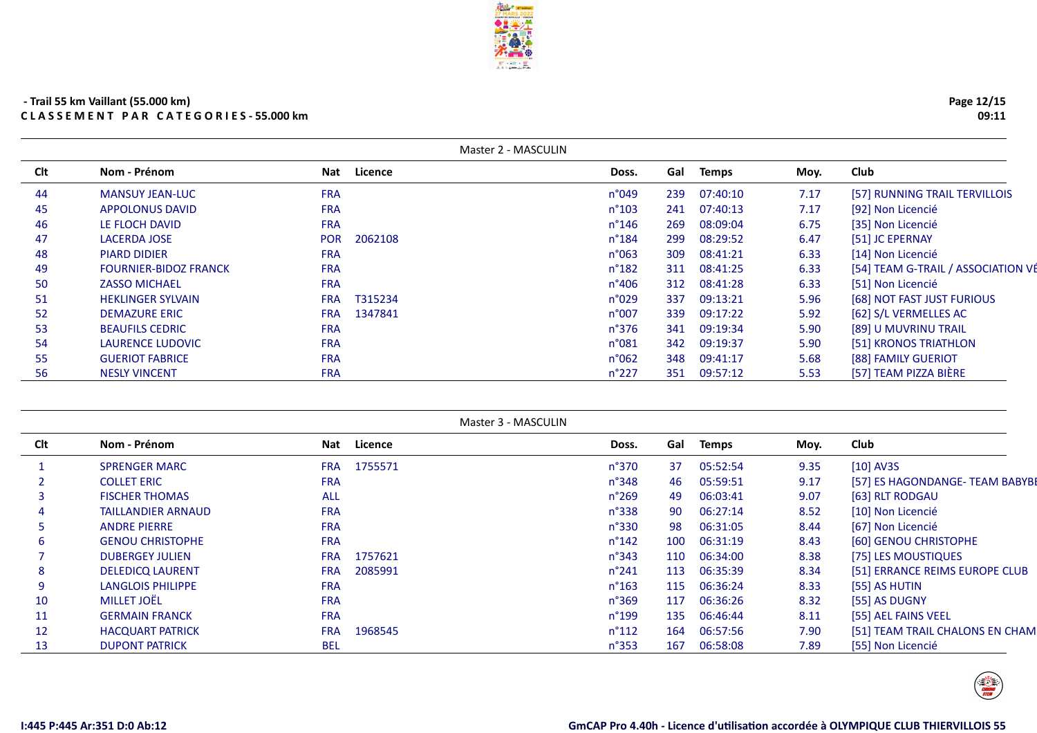- Trail 55 km Vaillant (55.000 km)

**C L A S S E M E N T   P A R   C A T E G O R I E S - 55.000 km**

### Master 2 - MASCULIN

| Clt | Nom - Prénom | Nat | Licence | Doss. | Gal | Temps | Moy. | Club |
|---|---|---|---|---|---|---|---|---|
| 44 | MANSUY JEAN-LUC | FRA | | n°049 | 239 | 07:40:10 | 7.17 | [57] RUNNING TRAIL TERVILLOIS |
| 45 | APPOLONUS DAVID | FRA | | n°103 | 241 | 07:40:13 | 7.17 | [92] Non Licencié |
| 46 | LE FLOCH DAVID | FRA | | n°146 | 269 | 08:09:04 | 6.75 | [35] Non Licencié |
| 47 | LACERDA JOSE | POR | 2062108 | n°184 | 299 | 08:29:52 | 6.47 | [51] JC EPERNAY |
| 48 | PIARD DIDIER | FRA | | n°063 | 309 | 08:41:21 | 6.33 | [14] Non Licencié |
| 49 | FOURNIER-BIDOZ FRANCK | FRA | | n°182 | 311 | 08:41:25 | 6.33 | [54] TEAM G-TRAIL / ASSOCIATION VÉ |
| 50 | ZASSO MICHAEL | FRA | | n°406 | 312 | 08:41:28 | 6.33 | [51] Non Licencié |
| 51 | HEKLINGER SYLVAIN | FRA | T315234 | n°029 | 337 | 09:13:21 | 5.96 | [68] NOT FAST JUST FURIOUS |
| 52 | DEMAZURE ERIC | FRA | 1347841 | n°007 | 339 | 09:17:22 | 5.92 | [62] S/L VERMELLES AC |
| 53 | BEAUFILS CEDRIC | FRA | | n°376 | 341 | 09:19:34 | 5.90 | [89] U MUVRINU TRAIL |
| 54 | LAURENCE LUDOVIC | FRA | | n°081 | 342 | 09:19:37 | 5.90 | [51] KRONOS TRIATHLON |
| 55 | GUERIOT FABRICE | FRA | | n°062 | 348 | 09:41:17 | 5.68 | [88] FAMILY GUERIOT |
| 56 | NESLY VINCENT | FRA | | n°227 | 351 | 09:57:12 | 5.53 | [57] TEAM PIZZA BIÈRE |

### Master 3 - MASCULIN

| Clt | Nom - Prénom | Nat | Licence | Doss. | Gal | Temps | Moy. | Club |
|---|---|---|---|---|---|---|---|---|
| 1 | SPRENGER MARC | FRA | 1755571 | n°370 | 37 | 05:52:54 | 9.35 | [10] AV3S |
| 2 | COLLET ERIC | FRA | | n°348 | 46 | 05:59:51 | 9.17 | [57] ES HAGONDANGE- TEAM BABYBE |
| 3 | FISCHER THOMAS | ALL | | n°269 | 49 | 06:03:41 | 9.07 | [63] RLT RODGAU |
| 4 | TAILLANDIER ARNAUD | FRA | | n°338 | 90 | 06:27:14 | 8.52 | [10] Non Licencié |
| 5 | ANDRE PIERRE | FRA | | n°330 | 98 | 06:31:05 | 8.44 | [67] Non Licencié |
| 6 | GENOU CHRISTOPHE | FRA | | n°142 | 100 | 06:31:19 | 8.43 | [60] GENOU CHRISTOPHE |
| 7 | DUBERGEY JULIEN | FRA | 1757621 | n°343 | 110 | 06:34:00 | 8.38 | [75] LES MOUSTIQUES |
| 8 | DELEDICQ LAURENT | FRA | 2085991 | n°241 | 113 | 06:35:39 | 8.34 | [51] ERRANCE REIMS EUROPE CLUB |
| 9 | LANGLOIS PHILIPPE | FRA | | n°163 | 115 | 06:36:24 | 8.33 | [55] AS HUTIN |
| 10 | MILLET JOËL | FRA | | n°369 | 117 | 06:36:26 | 8.32 | [55] AS DUGNY |
| 11 | GERMAIN FRANCK | FRA | | n°199 | 135 | 06:46:44 | 8.11 | [55] AEL FAINS VEEL |
| 12 | HACQUART PATRICK | FRA | 1968545 | n°112 | 164 | 06:57:56 | 7.90 | [51] TEAM TRAIL CHALONS EN CHAM |
| 13 | DUPONT PATRICK | BEL | | n°353 | 167 | 06:58:08 | 7.89 | [55] Non Licencié |

I:445 P:445 Ar:351 D:0 Ab:12

GmCAP Pro 4.40h - Licence d'utilisation accordée à OLYMPIQUE CLUB THIERVILLOIS 55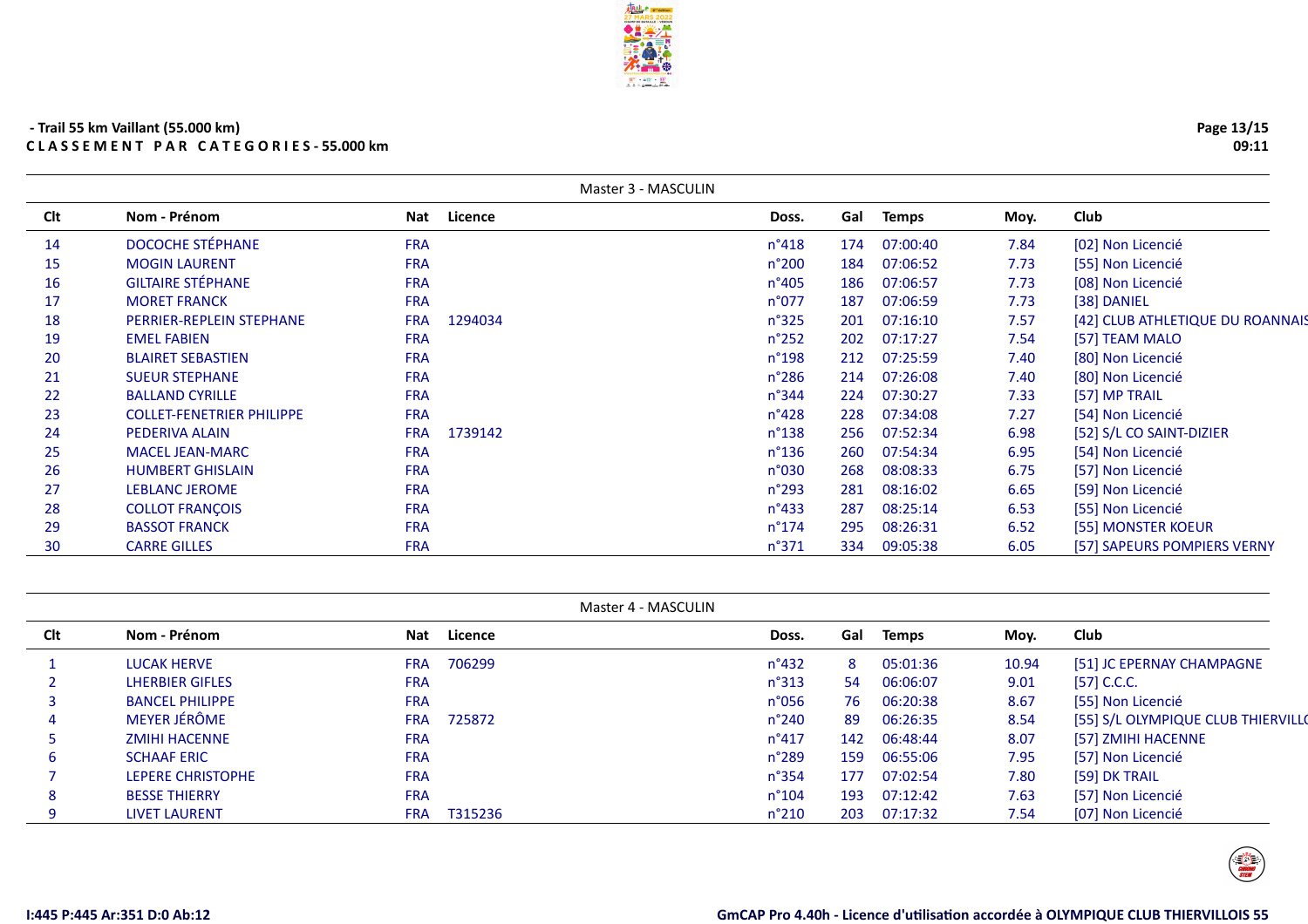- Trail 55 km Vaillant (55.000 km)
**CLASSEMENT PAR CATEGORIES - 55.000 km**

### Master 3 - MASCULIN

| Clt | Nom - Prénom | Nat | Licence | Doss. | Gal | Temps | Moy. | Club |
|---|---|---|---|---|---|---|---|---|
| 14 | DOCOCHE STÉPHANE | FRA | | n°418 | 174 | 07:00:40 | 7.84 | [02] Non Licencié |
| 15 | MOGIN LAURENT | FRA | | n°200 | 184 | 07:06:52 | 7.73 | [55] Non Licencié |
| 16 | GILTAIRE STÉPHANE | FRA | | n°405 | 186 | 07:06:57 | 7.73 | [08] Non Licencié |
| 17 | MORET FRANCK | FRA | | n°077 | 187 | 07:06:59 | 7.73 | [38] DANIEL |
| 18 | PERRIER-REPLEIN STEPHANE | FRA | 1294034 | n°325 | 201 | 07:16:10 | 7.57 | [42] CLUB ATHLETIQUE DU ROANNAIS |
| 19 | EMEL FABIEN | FRA | | n°252 | 202 | 07:17:27 | 7.54 | [57] TEAM MALO |
| 20 | BLAIRET SEBASTIEN | FRA | | n°198 | 212 | 07:25:59 | 7.40 | [80] Non Licencié |
| 21 | SUEUR STEPHANE | FRA | | n°286 | 214 | 07:26:08 | 7.40 | [80] Non Licencié |
| 22 | BALLAND CYRILLE | FRA | | n°344 | 224 | 07:30:27 | 7.33 | [57] MP TRAIL |
| 23 | COLLET-FENETRIER PHILIPPE | FRA | | n°428 | 228 | 07:34:08 | 7.27 | [54] Non Licencié |
| 24 | PEDERIVA ALAIN | FRA | 1739142 | n°138 | 256 | 07:52:34 | 6.98 | [52] S/L CO SAINT-DIZIER |
| 25 | MACEL JEAN-MARC | FRA | | n°136 | 260 | 07:54:34 | 6.95 | [54] Non Licencié |
| 26 | HUMBERT GHISLAIN | FRA | | n°030 | 268 | 08:08:33 | 6.75 | [57] Non Licencié |
| 27 | LEBLANC JEROME | FRA | | n°293 | 281 | 08:16:02 | 6.65 | [59] Non Licencié |
| 28 | COLLOT FRANÇOIS | FRA | | n°433 | 287 | 08:25:14 | 6.53 | [55] Non Licencié |
| 29 | BASSOT FRANCK | FRA | | n°174 | 295 | 08:26:31 | 6.52 | [55] MONSTER KOEUR |
| 30 | CARRE GILLES | FRA | | n°371 | 334 | 09:05:38 | 6.05 | [57] SAPEURS POMPIERS VERNY |

### Master 4 - MASCULIN

| Clt | Nom - Prénom | Nat | Licence | Doss. | Gal | Temps | Moy. | Club |
|---|---|---|---|---|---|---|---|---|
| 1 | LUCAK HERVE | FRA | 706299 | n°432 | 8 | 05:01:36 | 10.94 | [51] JC EPERNAY CHAMPAGNE |
| 2 | LHERBIER GIFLES | FRA | | n°313 | 54 | 06:06:07 | 9.01 | [57] C.C.C. |
| 3 | BANCEL PHILIPPE | FRA | | n°056 | 76 | 06:20:38 | 8.67 | [55] Non Licencié |
| 4 | MEYER JÉRÔME | FRA | 725872 | n°240 | 89 | 06:26:35 | 8.54 | [55] S/L OLYMPIQUE CLUB THIERVILLO |
| 5 | ZMIHI HACENNE | FRA | | n°417 | 142 | 06:48:44 | 8.07 | [57] ZMIHI HACENNE |
| 6 | SCHAAF ERIC | FRA | | n°289 | 159 | 06:55:06 | 7.95 | [57] Non Licencié |
| 7 | LEPERE CHRISTOPHE | FRA | | n°354 | 177 | 07:02:54 | 7.80 | [59] DK TRAIL |
| 8 | BESSE THIERRY | FRA | | n°104 | 193 | 07:12:42 | 7.63 | [57] Non Licencié |
| 9 | LIVET LAURENT | FRA | T315236 | n°210 | 203 | 07:17:32 | 7.54 | [07] Non Licencié |

I:445 P:445 Ar:351 D:0 Ab:12

GmCAP Pro 4.40h - Licence d'utilisation accordée à OLYMPIQUE CLUB THIERVILLOIS 55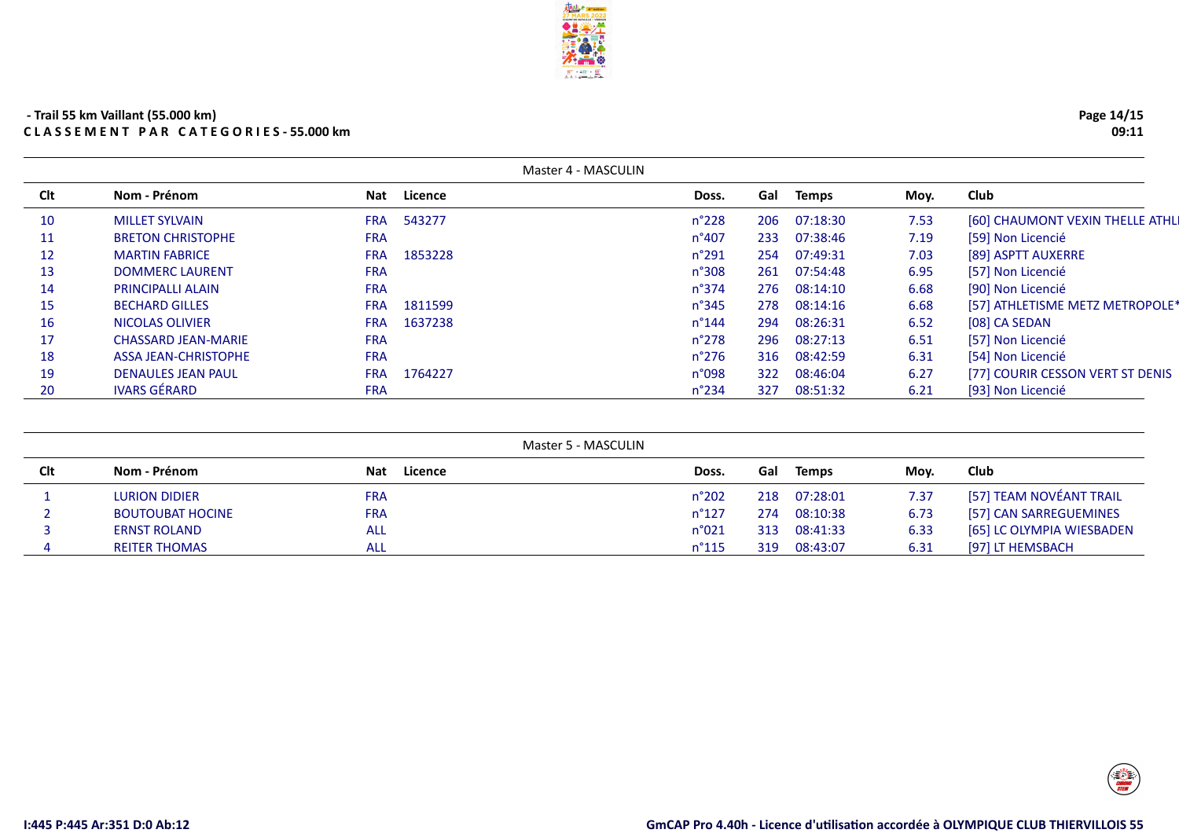- Trail 55 km Vaillant (55.000 km)

**C L A S S E M E N T   P A R   C A T E G O R I E S - 55.000 km**

Master 4 - MASCULIN

| Clt | Nom - Prénom | Nat | Licence | Doss. | Gal | Temps | Moy. | Club |
|---|---|---|---|---|---|---|---|---|
| 10 | MILLET SYLVAIN | FRA | 543277 | n°228 | 206 | 07:18:30 | 7.53 | [60] CHAUMONT VEXIN THELLE ATHLI |
| 11 | BRETON CHRISTOPHE | FRA | | n°407 | 233 | 07:38:46 | 7.19 | [59] Non Licencié |
| 12 | MARTIN FABRICE | FRA | 1853228 | n°291 | 254 | 07:49:31 | 7.03 | [89] ASPTT AUXERRE |
| 13 | DOMMERC LAURENT | FRA | | n°308 | 261 | 07:54:48 | 6.95 | [57] Non Licencié |
| 14 | PRINCIPALLI ALAIN | FRA | | n°374 | 276 | 08:14:10 | 6.68 | [90] Non Licencié |
| 15 | BECHARD GILLES | FRA | 1811599 | n°345 | 278 | 08:14:16 | 6.68 | [57] ATHLETISME METZ METROPOLE* |
| 16 | NICOLAS OLIVIER | FRA | 1637238 | n°144 | 294 | 08:26:31 | 6.52 | [08] CA SEDAN |
| 17 | CHASSARD JEAN-MARIE | FRA | | n°278 | 296 | 08:27:13 | 6.51 | [57] Non Licencié |
| 18 | ASSA JEAN-CHRISTOPHE | FRA | | n°276 | 316 | 08:42:59 | 6.31 | [54] Non Licencié |
| 19 | DENAULES JEAN PAUL | FRA | 1764227 | n°098 | 322 | 08:46:04 | 6.27 | [77] COURIR CESSON VERT ST DENIS |
| 20 | IVARS GÉRARD | FRA | | n°234 | 327 | 08:51:32 | 6.21 | [93] Non Licencié |

Master 5 - MASCULIN

| Clt | Nom - Prénom | Nat | Licence | Doss. | Gal | Temps | Moy. | Club |
|---|---|---|---|---|---|---|---|---|
| 1 | LURION DIDIER | FRA | | n°202 | 218 | 07:28:01 | 7.37 | [57] TEAM NOVÉANT TRAIL |
| 2 | BOUTOUBAT HOCINE | FRA | | n°127 | 274 | 08:10:38 | 6.73 | [57] CAN SARREGUEMINES |
| 3 | ERNST ROLAND | ALL | | n°021 | 313 | 08:41:33 | 6.33 | [65] LC OLYMPIA WIESBADEN |
| 4 | REITER THOMAS | ALL | | n°115 | 319 | 08:43:07 | 6.31 | [97] LT HEMSBACH |

I:445 P:445 Ar:351 D:0 Ab:12

GmCAP Pro 4.40h - Licence d'utilisation accordée à OLYMPIQUE CLUB THIERVILLOIS 55